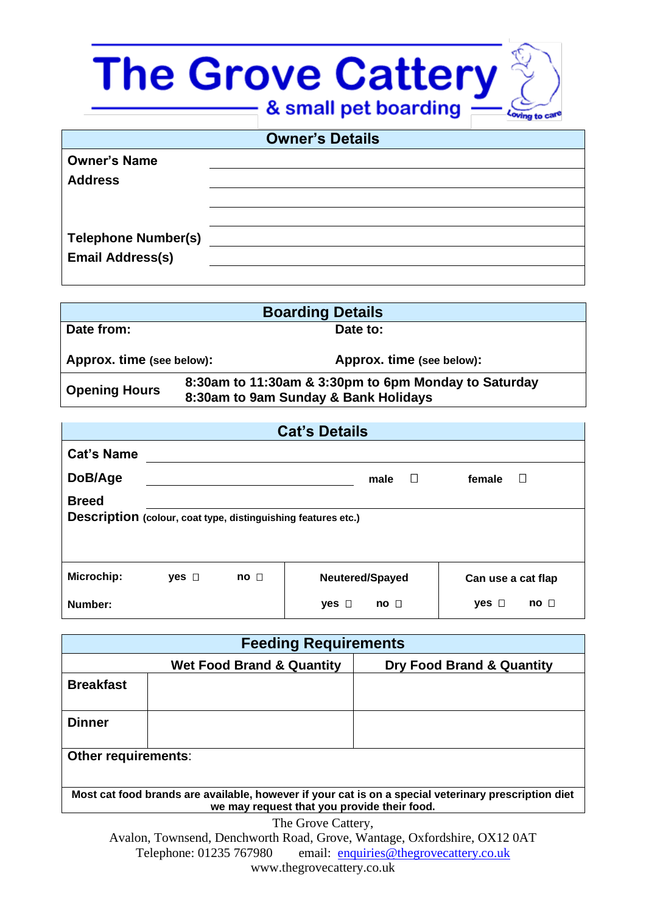# The Grove Cattery

## & small pet boarding

Loving to care

| Owner's Details | |
|---|---|
| **Owner's Name** | |
| **Address** | |
| | |
| | |
| **Telephone Number(s)** | |
| **Email Address(s)** | |

| Boarding Details | |
|---|---|
| **Date from:** | **Date to:** |
| **Approx. time (see below):** | **Approx. time (see below):** |
| **Opening Hours** | **8:30am to 11:30am & 3:30pm to 6pm Monday to Saturday**<br>**8:30am to 9am Sunday & Bank Holidays** |

| Cat's Details | | | | | |
|---|---|---|---|---|---|
| **Cat's Name** | | | | | |
| **DoB/Age** | | **male** ☐ | | **female** ☐ | |
| **Breed** | | | | | |
| **Description (colour, coat type, distinguishing features etc.)** | | | | | |
| **Microchip:** | **yes** ☐ **no** ☐ | **Neutered/Spayed** | | **Can use a cat flap** | |
| **Number:** | | **yes** ☐ | **no** ☐ | **yes** ☐ | **no** ☐ |

| Feeding Requirements | | |
|---|---|---|
| | **Wet Food Brand & Quantity** | **Dry Food Brand & Quantity** |
| **Breakfast** | | |
| **Dinner** | | |
| **Other requirements**: | | |

**Most cat food brands are available, however if your cat is on a special veterinary prescription diet we may request that you provide their food.**

The Grove Cattery,
Avalon, Townsend, Denchworth Road, Grove, Wantage, Oxfordshire, OX12 0AT
Telephone: 01235 767980 email: enquiries@thegrovecattery.co.uk
www.thegrovecattery.co.uk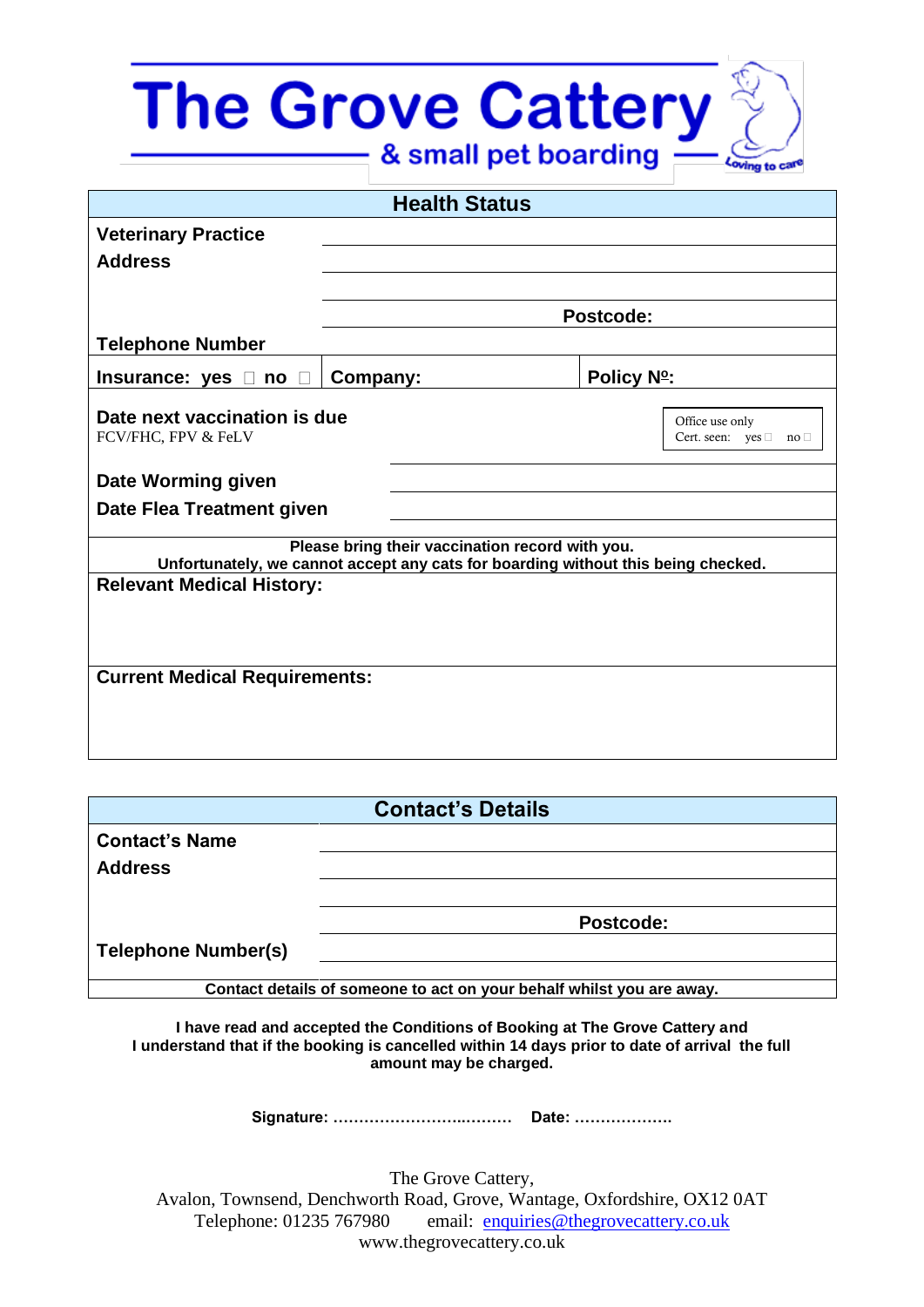# The Grove Cattery

& small pet boarding

Loving to care

| Health Status | | |
|---|---|---|
| **Veterinary Practice** | | |
| **Address** | | |
| | | |
| | **Postcode:** | |
| **Telephone Number** | | |
| **Insurance: yes ☐ no ☐** | **Company:** | **Policy Nº:** |
| **Date next vaccination is due** FCV/FHC, FPV & FeLV | | Office use only Cert. seen: yes ☐ no ☐ |
| **Date Worming given** | | |
| **Date Flea Treatment given** | | |

**Please bring their vaccination record with you.**
**Unfortunately, we cannot accept any cats for boarding without this being checked.**

**Relevant Medical History:**

**Current Medical Requirements:**

| Contact's Details | |
|---|---|
| **Contact's Name** | |
| **Address** | |
| | |
| | **Postcode:** |
| **Telephone Number(s)** | |

**Contact details of someone to act on your behalf whilst you are away.**

**I have read and accepted the Conditions of Booking at The Grove Cattery and I understand that if the booking is cancelled within 14 days prior to date of arrival the full amount may be charged.**

**Signature: ……………………..……… Date: ……………….**

The Grove Cattery,
Avalon, Townsend, Denchworth Road, Grove, Wantage, Oxfordshire, OX12 0AT
Telephone: 01235 767980 email: enquiries@thegrovecattery.co.uk
www.thegrovecattery.co.uk